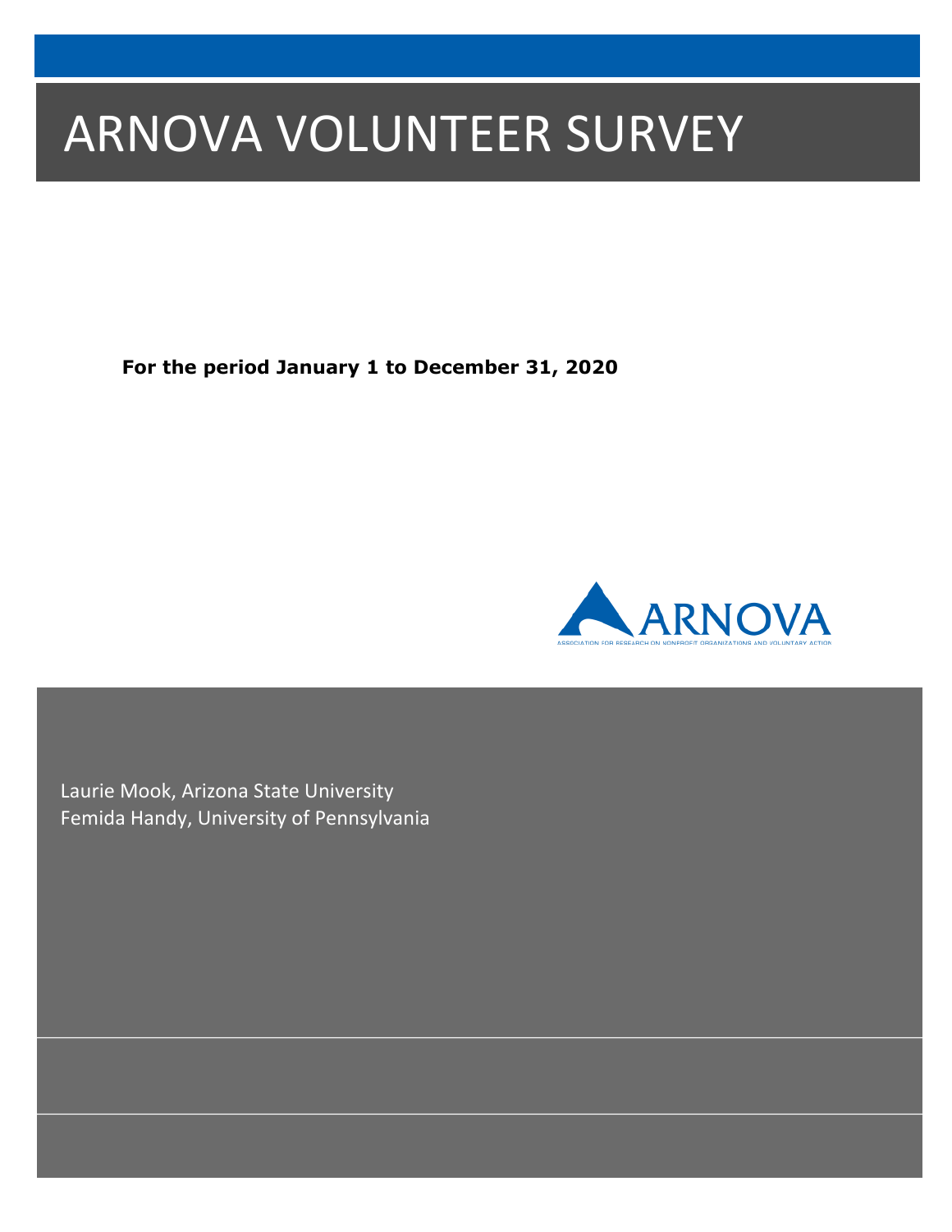# ARNOVA VOLUNTEER SURVEY

**For the period January 1 to December 31, 2020**

ARNOVA

ASSOCIATION FOR RESEARCH ON NONPROFIT ORGANIZATIONS AND VOLUNTARY ACTION

Laurie Mook, Arizona State University
Femida Handy, University of Pennsylvania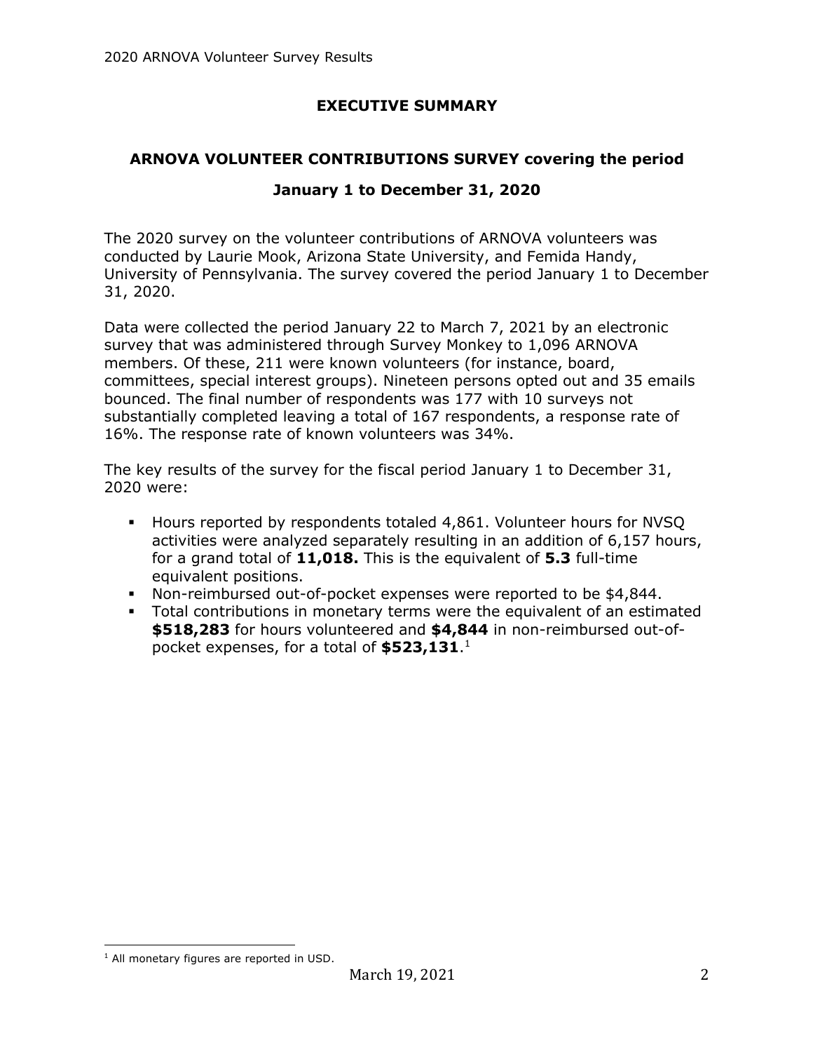# EXECUTIVE SUMMARY

## ARNOVA VOLUNTEER CONTRIBUTIONS SURVEY covering the period January 1 to December 31, 2020

The 2020 survey on the volunteer contributions of ARNOVA volunteers was conducted by Laurie Mook, Arizona State University, and Femida Handy, University of Pennsylvania. The survey covered the period January 1 to December 31, 2020.

Data were collected the period January 22 to March 7, 2021 by an electronic survey that was administered through Survey Monkey to 1,096 ARNOVA members. Of these, 211 were known volunteers (for instance, board, committees, special interest groups). Nineteen persons opted out and 35 emails bounced. The final number of respondents was 177 with 10 surveys not substantially completed leaving a total of 167 respondents, a response rate of 16%. The response rate of known volunteers was 34%.

The key results of the survey for the fiscal period January 1 to December 31, 2020 were:

- Hours reported by respondents totaled 4,861. Volunteer hours for NVSQ activities were analyzed separately resulting in an addition of 6,157 hours, for a grand total of **11,018.** This is the equivalent of **5.3** full-time equivalent positions.
- Non-reimbursed out-of-pocket expenses were reported to be $4,844.
- Total contributions in monetary terms were the equivalent of an estimated **$518,283** for hours volunteered and **$4,844** in non-reimbursed out-of-pocket expenses, for a total of **$523,131**.[1]

[1] All monetary figures are reported in USD.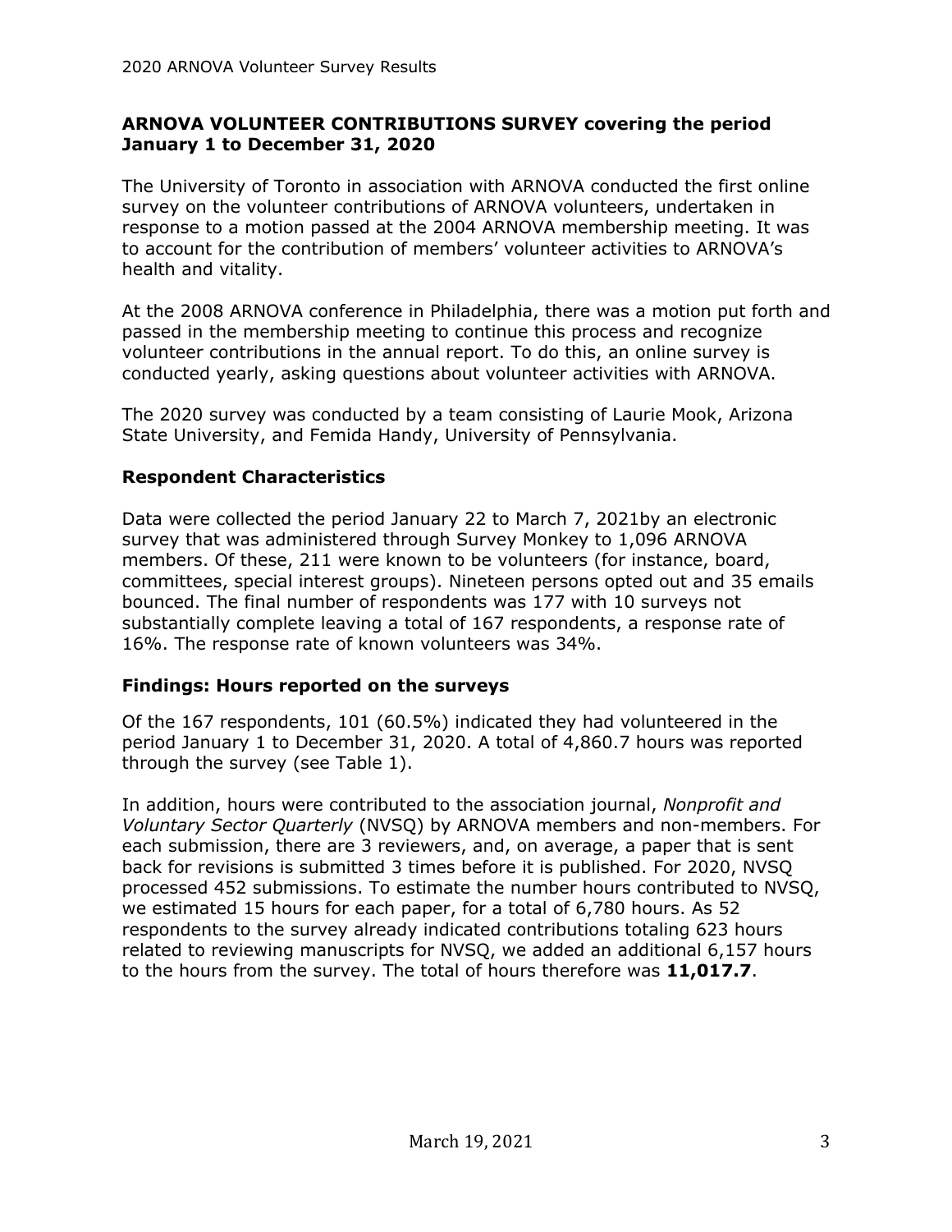**ARNOVA VOLUNTEER CONTRIBUTIONS SURVEY covering the period January 1 to December 31, 2020**

The University of Toronto in association with ARNOVA conducted the first online survey on the volunteer contributions of ARNOVA volunteers, undertaken in response to a motion passed at the 2004 ARNOVA membership meeting. It was to account for the contribution of members' volunteer activities to ARNOVA's health and vitality.

At the 2008 ARNOVA conference in Philadelphia, there was a motion put forth and passed in the membership meeting to continue this process and recognize volunteer contributions in the annual report. To do this, an online survey is conducted yearly, asking questions about volunteer activities with ARNOVA.

The 2020 survey was conducted by a team consisting of Laurie Mook, Arizona State University, and Femida Handy, University of Pennsylvania.

## Respondent Characteristics

Data were collected the period January 22 to March 7, 2021by an electronic survey that was administered through Survey Monkey to 1,096 ARNOVA members. Of these, 211 were known to be volunteers (for instance, board, committees, special interest groups). Nineteen persons opted out and 35 emails bounced. The final number of respondents was 177 with 10 surveys not substantially complete leaving a total of 167 respondents, a response rate of 16%. The response rate of known volunteers was 34%.

## Findings: Hours reported on the surveys

Of the 167 respondents, 101 (60.5%) indicated they had volunteered in the period January 1 to December 31, 2020. A total of 4,860.7 hours was reported through the survey (see Table 1).

In addition, hours were contributed to the association journal, *Nonprofit and Voluntary Sector Quarterly* (NVSQ) by ARNOVA members and non-members. For each submission, there are 3 reviewers, and, on average, a paper that is sent back for revisions is submitted 3 times before it is published. For 2020, NVSQ processed 452 submissions. To estimate the number hours contributed to NVSQ, we estimated 15 hours for each paper, for a total of 6,780 hours. As 52 respondents to the survey already indicated contributions totaling 623 hours related to reviewing manuscripts for NVSQ, we added an additional 6,157 hours to the hours from the survey. The total of hours therefore was **11,017.7**.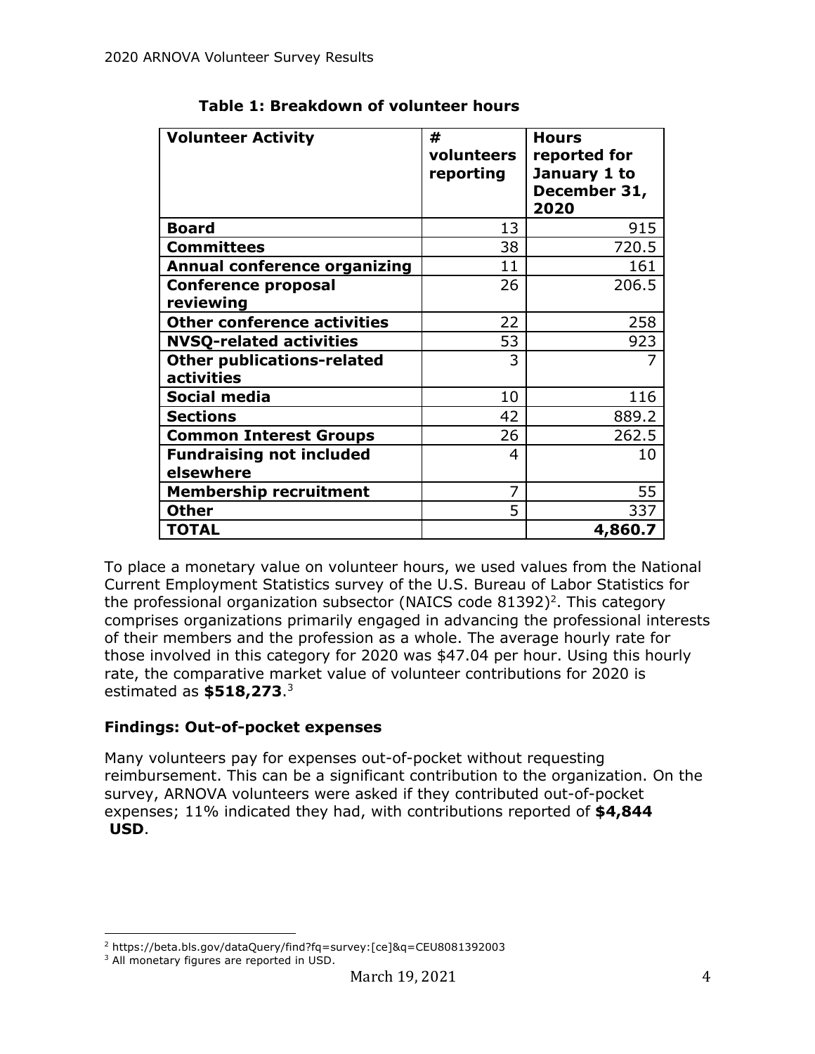**Table 1: Breakdown of volunteer hours**

| Volunteer Activity | # volunteers reporting | Hours reported for January 1 to December 31, 2020 |
|---|---|---|
| **Board** | 13 | 915 |
| **Committees** | 38 | 720.5 |
| **Annual conference organizing** | 11 | 161 |
| **Conference proposal reviewing** | 26 | 206.5 |
| **Other conference activities** | 22 | 258 |
| **NVSQ-related activities** | 53 | 923 |
| **Other publications-related activities** | 3 | 7 |
| **Social media** | 10 | 116 |
| **Sections** | 42 | 889.2 |
| **Common Interest Groups** | 26 | 262.5 |
| **Fundraising not included elsewhere** | 4 | 10 |
| **Membership recruitment** | 7 | 55 |
| **Other** | 5 | 337 |
| **TOTAL** | | **4,860.7** |

To place a monetary value on volunteer hours, we used values from the National Current Employment Statistics survey of the U.S. Bureau of Labor Statistics for the professional organization subsector (NAICS code 81392)[2]. This category comprises organizations primarily engaged in advancing the professional interests of their members and the profession as a whole. The average hourly rate for those involved in this category for 2020 was $47.04 per hour. Using this hourly rate, the comparative market value of volunteer contributions for 2020 is estimated as **$518,273**.[3]

## Findings: Out-of-pocket expenses

Many volunteers pay for expenses out-of-pocket without requesting reimbursement. This can be a significant contribution to the organization. On the survey, ARNOVA volunteers were asked if they contributed out-of-pocket expenses; 11% indicated they had, with contributions reported of **$4,844 USD**.

---

[2] https://beta.bls.gov/dataQuery/find?fq=survey:[ce]&q=CEU8081392003

[3] All monetary figures are reported in USD.